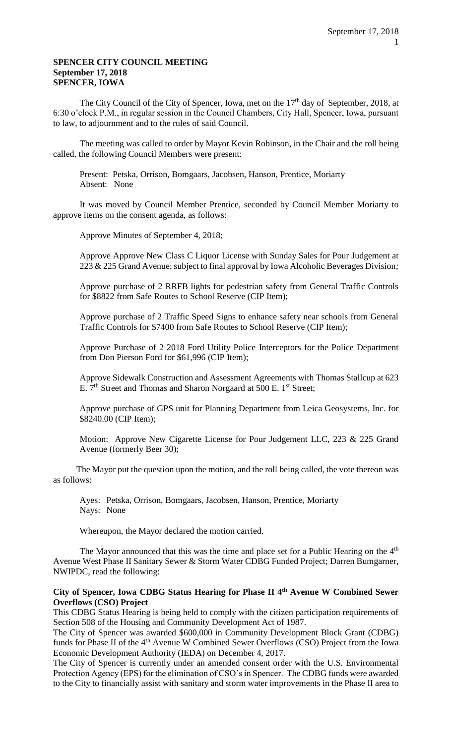**SPENCER CITY COUNCIL MEETING**
**September 17, 2018**
**SPENCER, IOWA**

The City Council of the City of Spencer, Iowa, met on the 17th day of September, 2018, at 6:30 o'clock P.M., in regular session in the Council Chambers, City Hall, Spencer, Iowa, pursuant to law, to adjournment and to the rules of said Council.

The meeting was called to order by Mayor Kevin Robinson, in the Chair and the roll being called, the following Council Members were present:

Present: Petska, Orrison, Bomgaars, Jacobsen, Hanson, Prentice, Moriarty
Absent: None

It was moved by Council Member Prentice, seconded by Council Member Moriarty to approve items on the consent agenda, as follows:

Approve Minutes of September 4, 2018;

Approve Approve New Class C Liquor License with Sunday Sales for Pour Judgement at 223 & 225 Grand Avenue; subject to final approval by Iowa Alcoholic Beverages Division*;*

Approve purchase of 2 RRFB lights for pedestrian safety from General Traffic Controls for $8822 from Safe Routes to School Reserve (CIP Item);

Approve purchase of 2 Traffic Speed Signs to enhance safety near schools from General Traffic Controls for $7400 from Safe Routes to School Reserve (CIP Item);

Approve Purchase of 2 2018 Ford Utility Police Interceptors for the Police Department from Don Pierson Ford for $61,996 (CIP Item);

Approve Sidewalk Construction and Assessment Agreements with Thomas Stallcup at 623 E. 7th Street and Thomas and Sharon Norgaard at 500 E. 1st Street;

Approve purchase of GPS unit for Planning Department from Leica Geosystems, Inc. for $8240.00 (CIP Item);

Motion: Approve New Cigarette License for Pour Judgement LLC, 223 & 225 Grand Avenue (formerly Beer 30);

The Mayor put the question upon the motion, and the roll being called, the vote thereon was as follows:

Ayes: Petska, Orrison, Bomgaars, Jacobsen, Hanson, Prentice, Moriarty
Nays: None

Whereupon, the Mayor declared the motion carried.

The Mayor announced that this was the time and place set for a Public Hearing on the 4th Avenue West Phase II Sanitary Sewer & Storm Water CDBG Funded Project; Darren Bumgarner, NWIPDC, read the following:

**City of Spencer, Iowa CDBG Status Hearing for Phase II 4th Avenue W Combined Sewer Overflows (CSO) Project**

This CDBG Status Hearing is being held to comply with the citizen participation requirements of Section 508 of the Housing and Community Development Act of 1987.

The City of Spencer was awarded $600,000 in Community Development Block Grant (CDBG) funds for Phase II of the 4th Avenue W Combined Sewer Overflows (CSO) Project from the Iowa Economic Development Authority (IEDA) on December 4, 2017.

The City of Spencer is currently under an amended consent order with the U.S. Environmental Protection Agency (EPS) for the elimination of CSO's in Spencer. The CDBG funds were awarded to the City to financially assist with sanitary and storm water improvements in the Phase II area to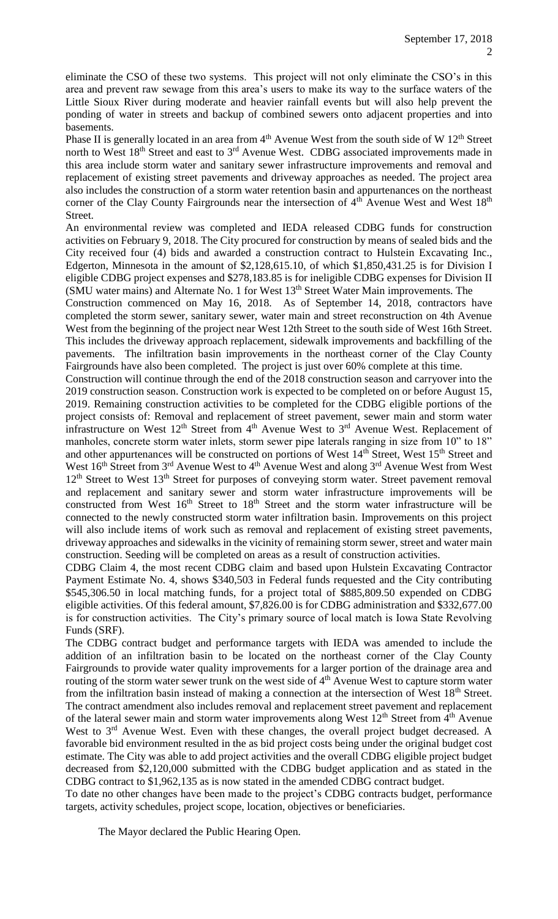eliminate the CSO of these two systems. This project will not only eliminate the CSO's in this area and prevent raw sewage from this area's users to make its way to the surface waters of the Little Sioux River during moderate and heavier rainfall events but will also help prevent the ponding of water in streets and backup of combined sewers onto adjacent properties and into basements.

Phase II is generally located in an area from 4th Avenue West from the south side of W 12th Street north to West 18th Street and east to 3rd Avenue West. CDBG associated improvements made in this area include storm water and sanitary sewer infrastructure improvements and removal and replacement of existing street pavements and driveway approaches as needed. The project area also includes the construction of a storm water retention basin and appurtenances on the northeast corner of the Clay County Fairgrounds near the intersection of 4th Avenue West and West 18th Street.

An environmental review was completed and IEDA released CDBG funds for construction activities on February 9, 2018. The City procured for construction by means of sealed bids and the City received four (4) bids and awarded a construction contract to Hulstein Excavating Inc., Edgerton, Minnesota in the amount of $2,128,615.10, of which $1,850,431.25 is for Division I eligible CDBG project expenses and $278,183.85 is for ineligible CDBG expenses for Division II (SMU water mains) and Alternate No. 1 for West 13th Street Water Main improvements. The

Construction commenced on May 16, 2018. As of September 14, 2018, contractors have completed the storm sewer, sanitary sewer, water main and street reconstruction on 4th Avenue West from the beginning of the project near West 12th Street to the south side of West 16th Street. This includes the driveway approach replacement, sidewalk improvements and backfilling of the pavements. The infiltration basin improvements in the northeast corner of the Clay County Fairgrounds have also been completed. The project is just over 60% complete at this time.

Construction will continue through the end of the 2018 construction season and carryover into the 2019 construction season. Construction work is expected to be completed on or before August 15, 2019. Remaining construction activities to be completed for the CDBG eligible portions of the project consists of: Removal and replacement of street pavement, sewer main and storm water infrastructure on West 12th Street from 4th Avenue West to 3rd Avenue West. Replacement of manholes, concrete storm water inlets, storm sewer pipe laterals ranging in size from 10" to 18" and other appurtenances will be constructed on portions of West 14th Street, West 15th Street and West 16th Street from 3rd Avenue West to 4th Avenue West and along 3rd Avenue West from West 12th Street to West 13th Street for purposes of conveying storm water. Street pavement removal and replacement and sanitary sewer and storm water infrastructure improvements will be constructed from West 16th Street to 18th Street and the storm water infrastructure will be connected to the newly constructed storm water infiltration basin. Improvements on this project will also include items of work such as removal and replacement of existing street pavements, driveway approaches and sidewalks in the vicinity of remaining storm sewer, street and water main construction. Seeding will be completed on areas as a result of construction activities.

CDBG Claim 4, the most recent CDBG claim and based upon Hulstein Excavating Contractor Payment Estimate No. 4, shows $340,503 in Federal funds requested and the City contributing $545,306.50 in local matching funds, for a project total of $885,809.50 expended on CDBG eligible activities. Of this federal amount, $7,826.00 is for CDBG administration and $332,677.00 is for construction activities. The City's primary source of local match is Iowa State Revolving Funds (SRF).

The CDBG contract budget and performance targets with IEDA was amended to include the addition of an infiltration basin to be located on the northeast corner of the Clay County Fairgrounds to provide water quality improvements for a larger portion of the drainage area and routing of the storm water sewer trunk on the west side of 4th Avenue West to capture storm water from the infiltration basin instead of making a connection at the intersection of West 18th Street. The contract amendment also includes removal and replacement street pavement and replacement of the lateral sewer main and storm water improvements along West 12th Street from 4th Avenue West to 3rd Avenue West. Even with these changes, the overall project budget decreased. A favorable bid environment resulted in the as bid project costs being under the original budget cost estimate. The City was able to add project activities and the overall CDBG eligible project budget decreased from $2,120,000 submitted with the CDBG budget application and as stated in the CDBG contract to $1,962,135 as is now stated in the amended CDBG contract budget.

To date no other changes have been made to the project's CDBG contracts budget, performance targets, activity schedules, project scope, location, objectives or beneficiaries.

The Mayor declared the Public Hearing Open.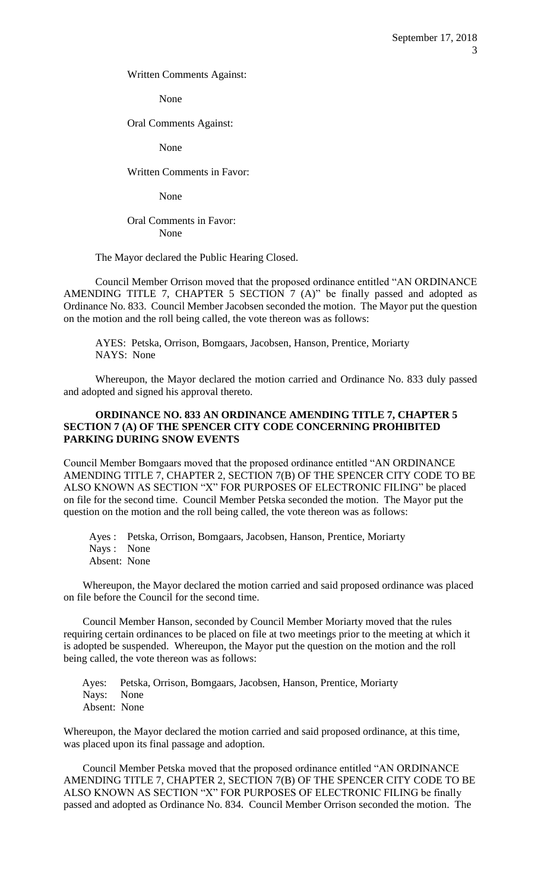Written Comments Against:

None

Oral Comments Against:

None

Written Comments in Favor:

None

Oral Comments in Favor:
None

The Mayor declared the Public Hearing Closed.

Council Member Orrison moved that the proposed ordinance entitled "AN ORDINANCE AMENDING TITLE 7, CHAPTER 5 SECTION 7 (A)" be finally passed and adopted as Ordinance No. 833. Council Member Jacobsen seconded the motion. The Mayor put the question on the motion and the roll being called, the vote thereon was as follows:

AYES: Petska, Orrison, Bomgaars, Jacobsen, Hanson, Prentice, Moriarty
NAYS: None

Whereupon, the Mayor declared the motion carried and Ordinance No. 833 duly passed and adopted and signed his approval thereto.

**ORDINANCE NO. 833 AN ORDINANCE AMENDING TITLE 7, CHAPTER 5 SECTION 7 (A) OF THE SPENCER CITY CODE CONCERNING PROHIBITED PARKING DURING SNOW EVENTS**

Council Member Bomgaars moved that the proposed ordinance entitled "AN ORDINANCE AMENDING TITLE 7, CHAPTER 2, SECTION 7(B) OF THE SPENCER CITY CODE TO BE ALSO KNOWN AS SECTION "X" FOR PURPOSES OF ELECTRONIC FILING" be placed on file for the second time. Council Member Petska seconded the motion. The Mayor put the question on the motion and the roll being called, the vote thereon was as follows:

Ayes : Petska, Orrison, Bomgaars, Jacobsen, Hanson, Prentice, Moriarty
Nays : None
Absent: None

Whereupon, the Mayor declared the motion carried and said proposed ordinance was placed on file before the Council for the second time.

Council Member Hanson, seconded by Council Member Moriarty moved that the rules requiring certain ordinances to be placed on file at two meetings prior to the meeting at which it is adopted be suspended. Whereupon, the Mayor put the question on the motion and the roll being called, the vote thereon was as follows:

Ayes: Petska, Orrison, Bomgaars, Jacobsen, Hanson, Prentice, Moriarty
Nays: None
Absent: None

Whereupon, the Mayor declared the motion carried and said proposed ordinance, at this time, was placed upon its final passage and adoption.

Council Member Petska moved that the proposed ordinance entitled "AN ORDINANCE AMENDING TITLE 7, CHAPTER 2, SECTION 7(B) OF THE SPENCER CITY CODE TO BE ALSO KNOWN AS SECTION "X" FOR PURPOSES OF ELECTRONIC FILING be finally passed and adopted as Ordinance No. 834. Council Member Orrison seconded the motion. The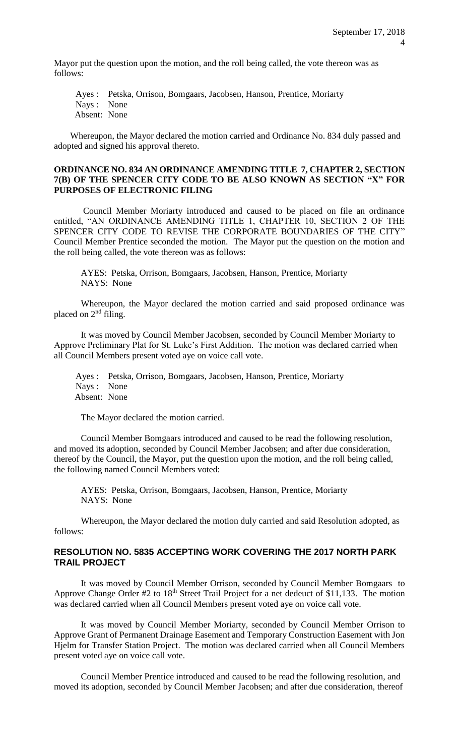Mayor put the question upon the motion, and the roll being called, the vote thereon was as follows:

Ayes : Petska, Orrison, Bomgaars, Jacobsen, Hanson, Prentice, Moriarty
Nays : None
Absent: None

Whereupon, the Mayor declared the motion carried and Ordinance No. 834 duly passed and adopted and signed his approval thereto.

**ORDINANCE NO. 834 AN ORDINANCE AMENDING TITLE 7, CHAPTER 2, SECTION 7(B) OF THE SPENCER CITY CODE TO BE ALSO KNOWN AS SECTION "X" FOR PURPOSES OF ELECTRONIC FILING**

Council Member Moriarty introduced and caused to be placed on file an ordinance entitled, "AN ORDINANCE AMENDING TITLE 1, CHAPTER 10, SECTION 2 OF THE SPENCER CITY CODE TO REVISE THE CORPORATE BOUNDARIES OF THE CITY" Council Member Prentice seconded the motion. The Mayor put the question on the motion and the roll being called, the vote thereon was as follows:

AYES: Petska, Orrison, Bomgaars, Jacobsen, Hanson, Prentice, Moriarty
NAYS: None

Whereupon, the Mayor declared the motion carried and said proposed ordinance was placed on 2nd filing.

It was moved by Council Member Jacobsen, seconded by Council Member Moriarty to Approve Preliminary Plat for St. Luke's First Addition. The motion was declared carried when all Council Members present voted aye on voice call vote.

Ayes : Petska, Orrison, Bomgaars, Jacobsen, Hanson, Prentice, Moriarty
Nays : None
Absent: None

The Mayor declared the motion carried.

Council Member Bomgaars introduced and caused to be read the following resolution, and moved its adoption, seconded by Council Member Jacobsen; and after due consideration, thereof by the Council, the Mayor, put the question upon the motion, and the roll being called, the following named Council Members voted:

AYES: Petska, Orrison, Bomgaars, Jacobsen, Hanson, Prentice, Moriarty
NAYS: None

Whereupon, the Mayor declared the motion duly carried and said Resolution adopted, as follows:

**RESOLUTION NO. 5835 ACCEPTING WORK COVERING THE 2017 NORTH PARK TRAIL PROJECT**

It was moved by Council Member Orrison, seconded by Council Member Bomgaars to Approve Change Order #2 to 18th Street Trail Project for a net dedeuct of $11,133. The motion was declared carried when all Council Members present voted aye on voice call vote.

It was moved by Council Member Moriarty, seconded by Council Member Orrison to Approve Grant of Permanent Drainage Easement and Temporary Construction Easement with Jon Hjelm for Transfer Station Project. The motion was declared carried when all Council Members present voted aye on voice call vote.

Council Member Prentice introduced and caused to be read the following resolution, and moved its adoption, seconded by Council Member Jacobsen; and after due consideration, thereof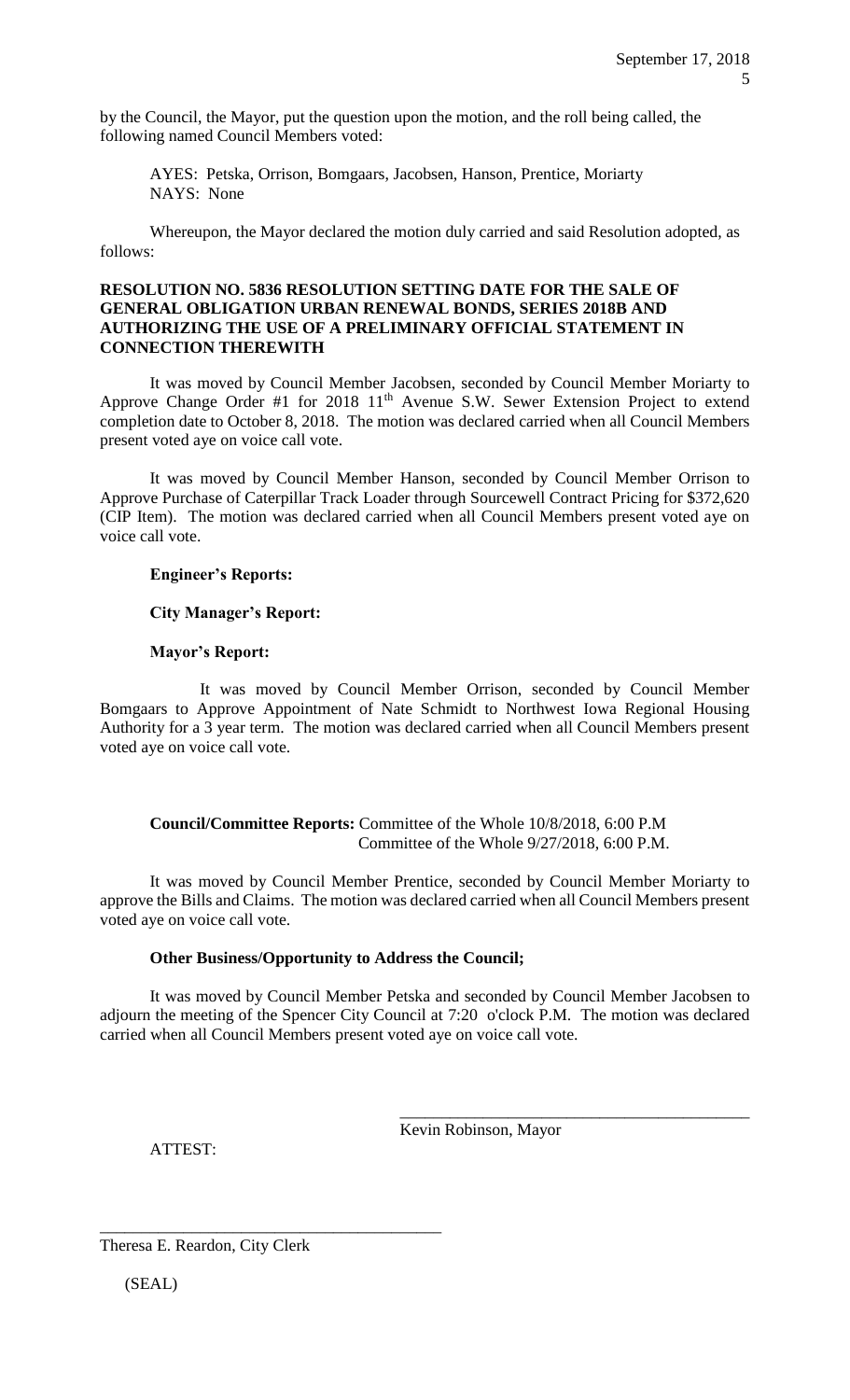by the Council, the Mayor, put the question upon the motion, and the roll being called, the following named Council Members voted:

AYES: Petska, Orrison, Bomgaars, Jacobsen, Hanson, Prentice, Moriarty
NAYS: None

Whereupon, the Mayor declared the motion duly carried and said Resolution adopted, as follows:

**RESOLUTION NO. 5836 RESOLUTION SETTING DATE FOR THE SALE OF GENERAL OBLIGATION URBAN RENEWAL BONDS, SERIES 2018B AND AUTHORIZING THE USE OF A PRELIMINARY OFFICIAL STATEMENT IN CONNECTION THEREWITH**

It was moved by Council Member Jacobsen, seconded by Council Member Moriarty to Approve Change Order #1 for 2018 11th Avenue S.W. Sewer Extension Project to extend completion date to October 8, 2018. The motion was declared carried when all Council Members present voted aye on voice call vote.

It was moved by Council Member Hanson, seconded by Council Member Orrison to Approve Purchase of Caterpillar Track Loader through Sourcewell Contract Pricing for $372,620 (CIP Item). The motion was declared carried when all Council Members present voted aye on voice call vote.

**Engineer's Reports:**

**City Manager's Report:**

**Mayor's Report:**

It was moved by Council Member Orrison, seconded by Council Member Bomgaars to Approve Appointment of Nate Schmidt to Northwest Iowa Regional Housing Authority for a 3 year term. The motion was declared carried when all Council Members present voted aye on voice call vote.

**Council/Committee Reports:** Committee of the Whole 10/8/2018, 6:00 P.M
Committee of the Whole 9/27/2018, 6:00 P.M.

It was moved by Council Member Prentice, seconded by Council Member Moriarty to approve the Bills and Claims. The motion was declared carried when all Council Members present voted aye on voice call vote.

**Other Business/Opportunity to Address the Council;**

It was moved by Council Member Petska and seconded by Council Member Jacobsen to adjourn the meeting of the Spencer City Council at 7:20 o'clock P.M. The motion was declared carried when all Council Members present voted aye on voice call vote.

\_\_\_\_\_\_\_\_\_\_\_\_\_\_\_\_\_\_\_\_\_\_\_\_\_\_\_\_\_\_\_\_\_\_\_\_\_\_\_\_\_\_
Kevin Robinson, Mayor

ATTEST:

\_\_\_\_\_\_\_\_\_\_\_\_\_\_\_\_\_\_\_\_\_\_\_\_\_\_\_\_\_\_\_\_\_\_\_\_\_\_\_\_\_\_
Theresa E. Reardon, City Clerk

(SEAL)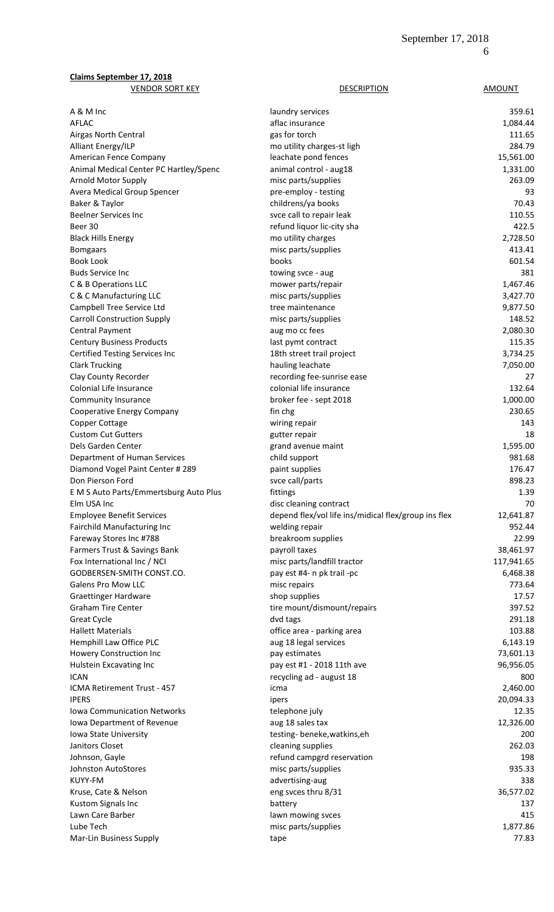**Claims September 17, 2018**

| VENDOR SORT KEY | DESCRIPTION | AMOUNT |
|---|---|---|
| A & M Inc | laundry services | 359.61 |
| AFLAC | aflac insurance | 1,084.44 |
| Airgas North Central | gas for torch | 111.65 |
| Alliant Energy/ILP | mo utility charges-st ligh | 284.79 |
| American Fence Company | leachate pond fences | 15,561.00 |
| Animal Medical Center PC Hartley/Spenc | animal control - aug18 | 1,331.00 |
| Arnold Motor Supply | misc parts/supplies | 263.09 |
| Avera Medical Group Spencer | pre-employ - testing | 93 |
| Baker & Taylor | childrens/ya books | 70.43 |
| Beelner Services Inc | svce call to repair leak | 110.55 |
| Beer 30 | refund liquor lic-city sha | 422.5 |
| Black Hills Energy | mo utility charges | 2,728.50 |
| Bomgaars | misc parts/supplies | 413.41 |
| Book Look | books | 601.54 |
| Buds Service Inc | towing svce - aug | 381 |
| C & B Operations LLC | mower parts/repair | 1,467.46 |
| C & C Manufacturing LLC | misc parts/supplies | 3,427.70 |
| Campbell Tree Service Ltd | tree maintenance | 9,877.50 |
| Carroll Construction Supply | misc parts/supplies | 148.52 |
| Central Payment | aug mo cc fees | 2,080.30 |
| Century Business Products | last pymt contract | 115.35 |
| Certified Testing Services Inc | 18th street trail project | 3,734.25 |
| Clark Trucking | hauling leachate | 7,050.00 |
| Clay County Recorder | recording fee-sunrise ease | 27 |
| Colonial Life Insurance | colonial life insurance | 132.64 |
| Community Insurance | broker fee - sept 2018 | 1,000.00 |
| Cooperative Energy Company | fin chg | 230.65 |
| Copper Cottage | wiring repair | 143 |
| Custom Cut Gutters | gutter repair | 18 |
| Dels Garden Center | grand avenue maint | 1,595.00 |
| Department of Human Services | child support | 981.68 |
| Diamond Vogel Paint Center # 289 | paint supplies | 176.47 |
| Don Pierson Ford | svce call/parts | 898.23 |
| E M S Auto Parts/Emmertsburg Auto Plus | fittings | 1.39 |
| Elm USA Inc | disc cleaning contract | 70 |
| Employee Benefit Services | depend flex/vol life ins/midical flex/group ins flex | 12,641.87 |
| Fairchild Manufacturing Inc | welding repair | 952.44 |
| Fareway Stores Inc #788 | breakroom supplies | 22.99 |
| Farmers Trust & Savings Bank | payroll taxes | 38,461.97 |
| Fox International Inc / NCI | misc parts/landfill tractor | 117,941.65 |
| GODBERSEN-SMITH CONST.CO. | pay est #4- n pk trail -pc | 6,468.38 |
| Galens Pro Mow LLC | misc repairs | 773.64 |
| Graettinger Hardware | shop supplies | 17.57 |
| Graham Tire Center | tire mount/dismount/repairs | 397.52 |
| Great Cycle | dvd tags | 291.18 |
| Hallett Materials | office area - parking area | 103.88 |
| Hemphill Law Office PLC | aug 18 legal services | 6,143.19 |
| Howery Construction Inc | pay estimates | 73,601.13 |
| Hulstein Excavating Inc | pay est #1 - 2018 11th ave | 96,956.05 |
| ICAN | recycling ad - august 18 | 800 |
| ICMA Retirement Trust - 457 | icma | 2,460.00 |
| IPERS | ipers | 20,094.33 |
| Iowa Communication Networks | telephone july | 12.35 |
| Iowa Department of Revenue | aug 18 sales tax | 12,326.00 |
| Iowa State University | testing- beneke,watkins,eh | 200 |
| Janitors Closet | cleaning supplies | 262.03 |
| Johnson, Gayle | refund campgrd reservation | 198 |
| Johnston AutoStores | misc parts/supplies | 935.33 |
| KUYY-FM | advertising-aug | 338 |
| Kruse, Cate & Nelson | eng svces thru 8/31 | 36,577.02 |
| Kustom Signals Inc | battery | 137 |
| Lawn Care Barber | lawn mowing svces | 415 |
| Lube Tech | misc parts/supplies | 1,877.86 |
| Mar-Lin Business Supply | tape | 77.83 |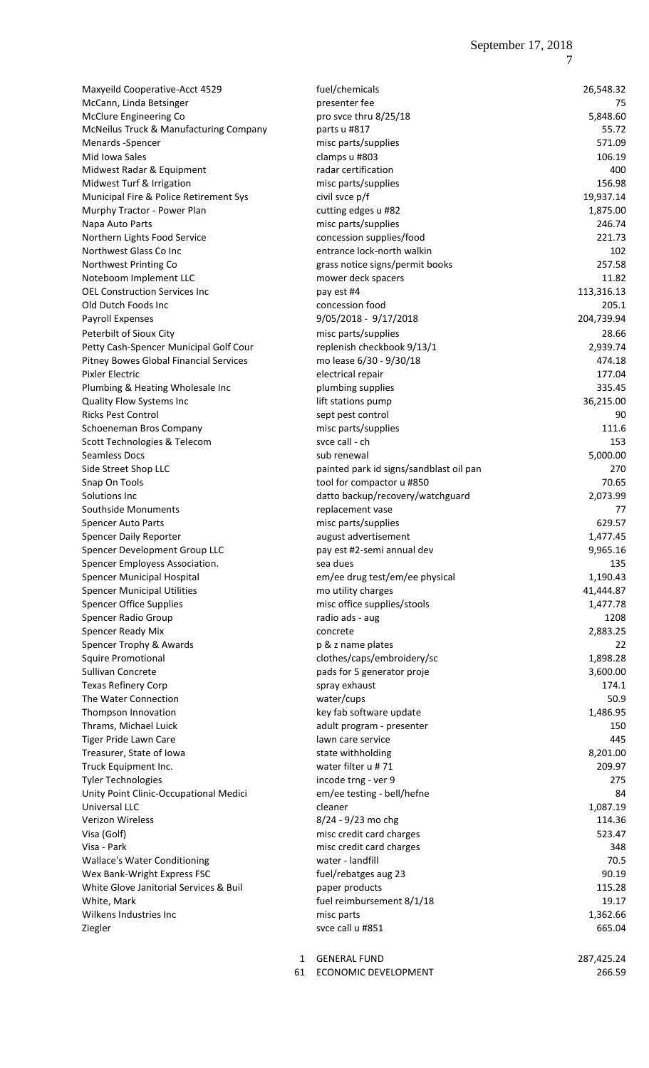| Vendor | Description | Amount |
|---|---|---|
| Maxyeild Cooperative-Acct 4529 | fuel/chemicals | 26,548.32 |
| McCann, Linda Betsinger | presenter fee | 75 |
| McClure Engineering Co | pro svce thru 8/25/18 | 5,848.60 |
| McNeilus Truck & Manufacturing Company | parts u #817 | 55.72 |
| Menards -Spencer | misc parts/supplies | 571.09 |
| Mid Iowa Sales | clamps u #803 | 106.19 |
| Midwest Radar & Equipment | radar certification | 400 |
| Midwest Turf & Irrigation | misc parts/supplies | 156.98 |
| Municipal Fire & Police Retirement Sys | civil svce p/f | 19,937.14 |
| Murphy Tractor - Power Plan | cutting edges u #82 | 1,875.00 |
| Napa Auto Parts | misc parts/supplies | 246.74 |
| Northern Lights Food Service | concession supplies/food | 221.73 |
| Northwest Glass Co Inc | entrance lock-north walkin | 102 |
| Northwest Printing Co | grass notice signs/permit books | 257.58 |
| Noteboom Implement LLC | mower deck spacers | 11.82 |
| OEL Construction Services Inc | pay est #4 | 113,316.13 |
| Old Dutch Foods Inc | concession food | 205.1 |
| Payroll Expenses | 9/05/2018 - 9/17/2018 | 204,739.94 |
| Peterbilt of Sioux City | misc parts/supplies | 28.66 |
| Petty Cash-Spencer Municipal Golf Cour | replenish checkbook 9/13/1 | 2,939.74 |
| Pitney Bowes Global Financial Services | mo lease 6/30 - 9/30/18 | 474.18 |
| Pixler Electric | electrical repair | 177.04 |
| Plumbing & Heating Wholesale Inc | plumbing supplies | 335.45 |
| Quality Flow Systems Inc | lift stations pump | 36,215.00 |
| Ricks Pest Control | sept pest control | 90 |
| Schoeneman Bros Company | misc parts/supplies | 111.6 |
| Scott Technologies & Telecom | svce call - ch | 153 |
| Seamless Docs | sub renewal | 5,000.00 |
| Side Street Shop LLC | painted park id signs/sandblast oil pan | 270 |
| Snap On Tools | tool for compactor u #850 | 70.65 |
| Solutions Inc | datto backup/recovery/watchguard | 2,073.99 |
| Southside Monuments | replacement vase | 77 |
| Spencer Auto Parts | misc parts/supplies | 629.57 |
| Spencer Daily Reporter | august advertisement | 1,477.45 |
| Spencer Development Group LLC | pay est #2-semi annual dev | 9,965.16 |
| Spencer Employess Association. | sea dues | 135 |
| Spencer Municipal Hospital | em/ee drug test/em/ee physical | 1,190.43 |
| Spencer Municipal Utilities | mo utility charges | 41,444.87 |
| Spencer Office Supplies | misc office supplies/stools | 1,477.78 |
| Spencer Radio Group | radio ads - aug | 1208 |
| Spencer Ready Mix | concrete | 2,883.25 |
| Spencer Trophy & Awards | p & z name plates | 22 |
| Squire Promotional | clothes/caps/embroidery/sc | 1,898.28 |
| Sullivan Concrete | pads for 5 generator proje | 3,600.00 |
| Texas Refinery Corp | spray exhaust | 174.1 |
| The Water Connection | water/cups | 50.9 |
| Thompson Innovation | key fab software update | 1,486.95 |
| Thrams, Michael Luick | adult program - presenter | 150 |
| Tiger Pride Lawn Care | lawn care service | 445 |
| Treasurer, State of Iowa | state withholding | 8,201.00 |
| Truck Equipment Inc. | water filter u # 71 | 209.97 |
| Tyler Technologies | incode trng - ver 9 | 275 |
| Unity Point Clinic-Occupational Medici | em/ee testing - bell/hefne | 84 |
| Universal LLC | cleaner | 1,087.19 |
| Verizon Wireless | 8/24 - 9/23 mo chg | 114.36 |
| Visa (Golf) | misc credit card charges | 523.47 |
| Visa - Park | misc credit card charges | 348 |
| Wallace's Water Conditioning | water - landfill | 70.5 |
| Wex Bank-Wright Express FSC | fuel/rebatges aug 23 | 90.19 |
| White Glove Janitorial Services & Buil | paper products | 115.28 |
| White, Mark | fuel reimbursement 8/1/18 | 19.17 |
| Wilkens Industries Inc | misc parts | 1,362.66 |
| Ziegler | svce call u #851 | 665.04 |

| Fund | Name | Amount |
|---|---|---|
| 1 | GENERAL FUND | 287,425.24 |
| 61 | ECONOMIC DEVELOPMENT | 266.59 |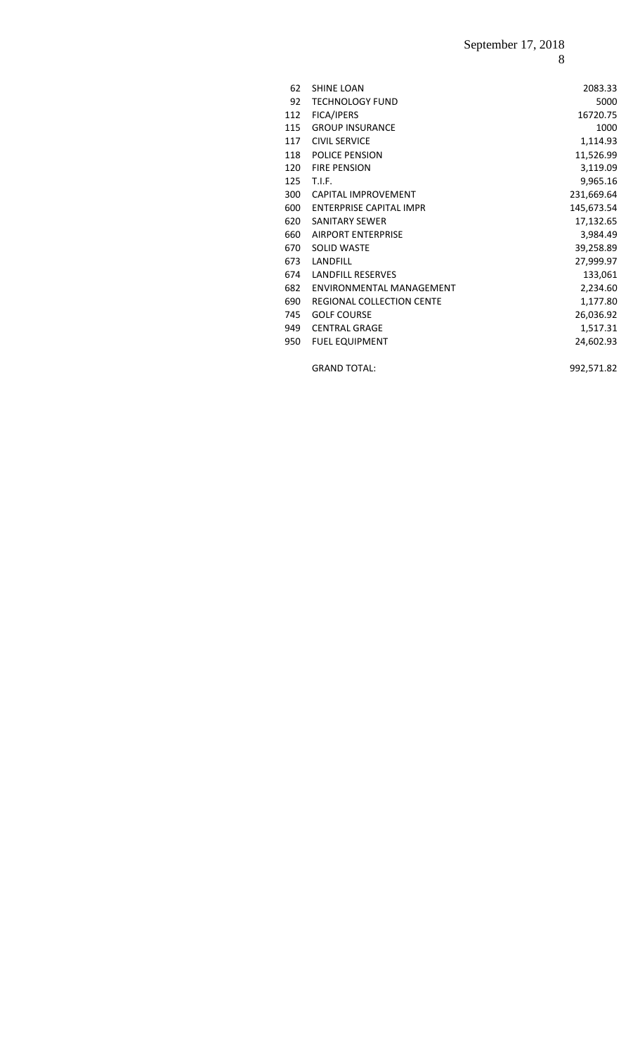| | | |
|---|---|---|
| 62 | SHINE LOAN | 2083.33 |
| 92 | TECHNOLOGY FUND | 5000 |
| 112 | FICA/IPERS | 16720.75 |
| 115 | GROUP INSURANCE | 1000 |
| 117 | CIVIL SERVICE | 1,114.93 |
| 118 | POLICE PENSION | 11,526.99 |
| 120 | FIRE PENSION | 3,119.09 |
| 125 | T.I.F. | 9,965.16 |
| 300 | CAPITAL IMPROVEMENT | 231,669.64 |
| 600 | ENTERPRISE CAPITAL IMPR | 145,673.54 |
| 620 | SANITARY SEWER | 17,132.65 |
| 660 | AIRPORT ENTERPRISE | 3,984.49 |
| 670 | SOLID WASTE | 39,258.89 |
| 673 | LANDFILL | 27,999.97 |
| 674 | LANDFILL RESERVES | 133,061 |
| 682 | ENVIRONMENTAL MANAGEMENT | 2,234.60 |
| 690 | REGIONAL COLLECTION CENTE | 1,177.80 |
| 745 | GOLF COURSE | 26,036.92 |
| 949 | CENTRAL GRAGE | 1,517.31 |
| 950 | FUEL EQUIPMENT | 24,602.93 |
| | GRAND TOTAL: | 992,571.82 |